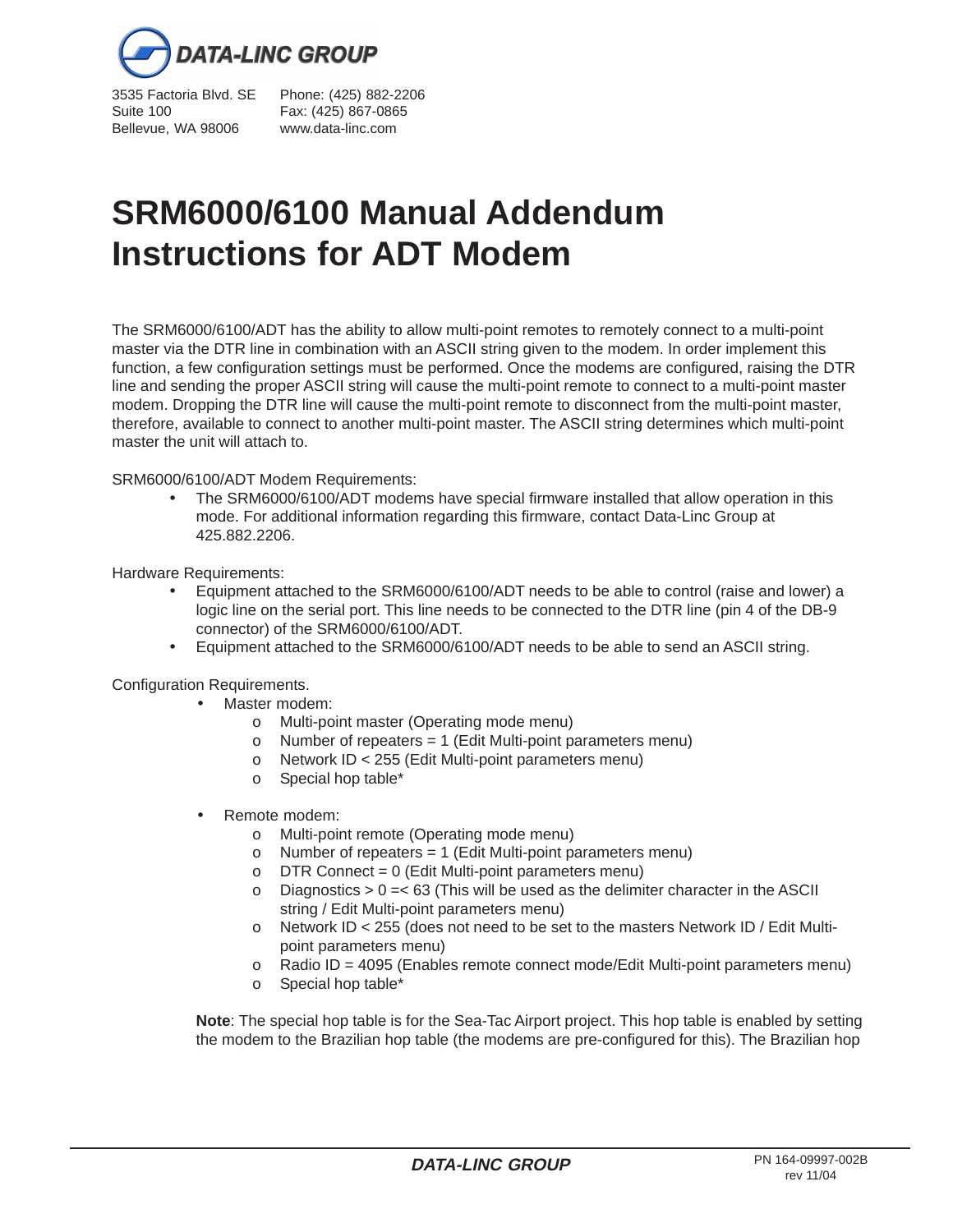DATA-LINC GROUP

3535 Factoria Blvd. SE
Suite 100
Bellevue, WA 98006

Phone: (425) 882-2206
Fax: (425) 867-0865
www.data-linc.com

# SRM6000/6100 Manual Addendum Instructions for ADT Modem

The SRM6000/6100/ADT has the ability to allow multi-point remotes to remotely connect to a multi-point master via the DTR line in combination with an ASCII string given to the modem. In order implement this function, a few configuration settings must be performed. Once the modems are configured, raising the DTR line and sending the proper ASCII string will cause the multi-point remote to connect to a multi-point master modem. Dropping the DTR line will cause the multi-point remote to disconnect from the multi-point master, therefore, available to connect to another multi-point master. The ASCII string determines which multi-point master the unit will attach to.

SRM6000/6100/ADT Modem Requirements:

- The SRM6000/6100/ADT modems have special firmware installed that allow operation in this mode. For additional information regarding this firmware, contact Data-Linc Group at 425.882.2206.

Hardware Requirements:

- Equipment attached to the SRM6000/6100/ADT needs to be able to control (raise and lower) a logic line on the serial port. This line needs to be connected to the DTR line (pin 4 of the DB-9 connector) of the SRM6000/6100/ADT.
- Equipment attached to the SRM6000/6100/ADT needs to be able to send an ASCII string.

Configuration Requirements.

- Master modem:
  - Multi-point master (Operating mode menu)
  - Number of repeaters = 1 (Edit Multi-point parameters menu)
  - Network ID < 255 (Edit Multi-point parameters menu)
  - Special hop table*

- Remote modem:
  - Multi-point remote (Operating mode menu)
  - Number of repeaters = 1 (Edit Multi-point parameters menu)
  - DTR Connect = 0 (Edit Multi-point parameters menu)
  - Diagnostics > 0 =< 63 (This will be used as the delimiter character in the ASCII string / Edit Multi-point parameters menu)
  - Network ID < 255 (does not need to be set to the masters Network ID / Edit Multi-point parameters menu)
  - Radio ID = 4095 (Enables remote connect mode/Edit Multi-point parameters menu)
  - Special hop table*

**Note**: The special hop table is for the Sea-Tac Airport project. This hop table is enabled by setting the modem to the Brazilian hop table (the modems are pre-configured for this). The Brazilian hop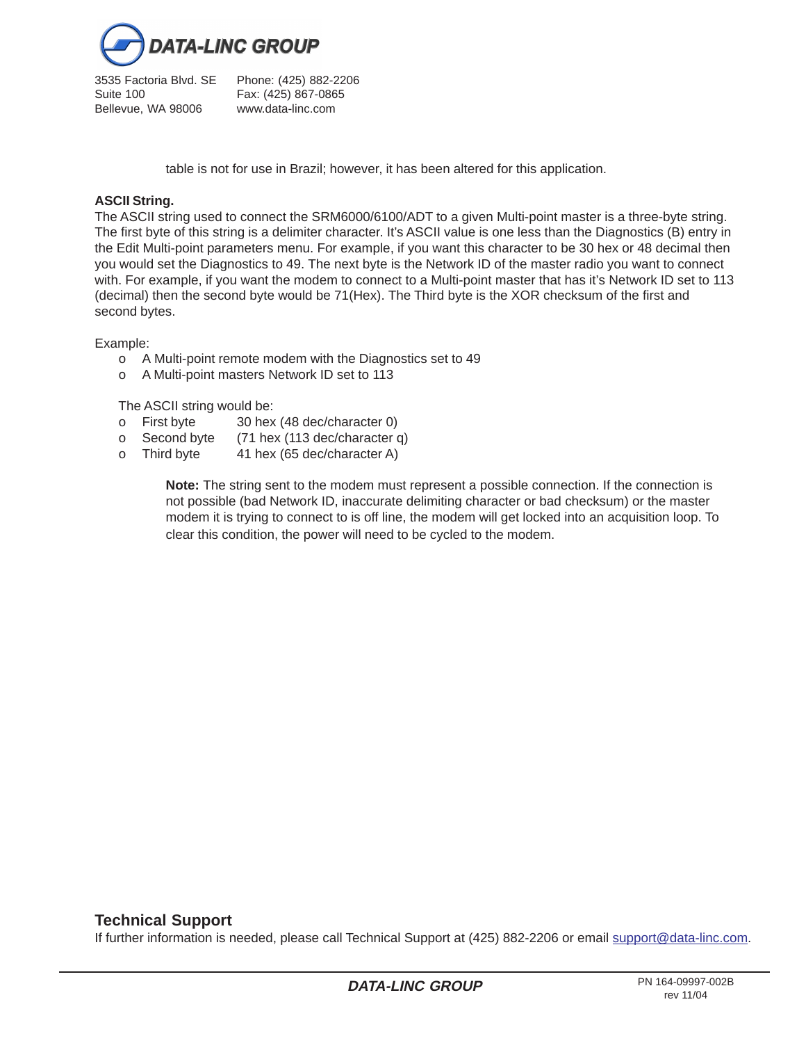table is not for use in Brazil; however, it has been altered for this application.

**ASCII String.**

The ASCII string used to connect the SRM6000/6100/ADT to a given Multi-point master is a three-byte string. The first byte of this string is a delimiter character. It's ASCII value is one less than the Diagnostics (B) entry in the Edit Multi-point parameters menu. For example, if you want this character to be 30 hex or 48 decimal then you would set the Diagnostics to 49. The next byte is the Network ID of the master radio you want to connect with. For example, if you want the modem to connect to a Multi-point master that has it's Network ID set to 113 (decimal) then the second byte would be 71(Hex). The Third byte is the XOR checksum of the first and second bytes.

Example:

- A Multi-point remote modem with the Diagnostics set to 49
- A Multi-point masters Network ID set to 113

The ASCII string would be:

- First byte 30 hex (48 dec/character 0)
- Second byte (71 hex (113 dec/character q)
- Third byte 41 hex (65 dec/character A)

**Note:** The string sent to the modem must represent a possible connection. If the connection is not possible (bad Network ID, inaccurate delimiting character or bad checksum) or the master modem it is trying to connect to is off line, the modem will get locked into an acquisition loop. To clear this condition, the power will need to be cycled to the modem.

## Technical Support

If further information is needed, please call Technical Support at (425) 882-2206 or email support@data-linc.com.